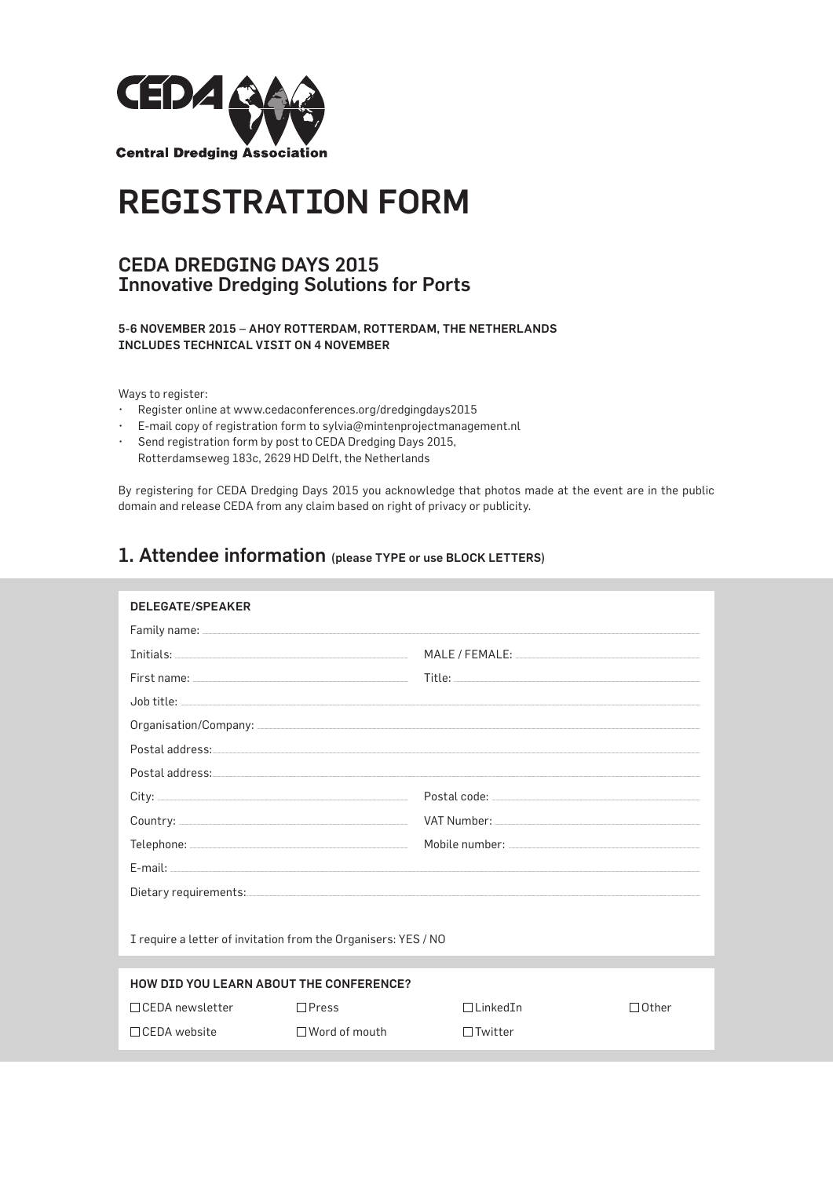CEDA

Central Dredging Association

# REGISTRATION FORM

## CEDA DREDGING DAYS 2015
## Innovative Dredging Solutions for Ports

**5-6 NOVEMBER 2015 – AHOY ROTTERDAM, ROTTERDAM, THE NETHERLANDS**
**INCLUDES TECHNICAL VISIT ON 4 NOVEMBER**

Ways to register:

- Register online at www.cedaconferences.org/dredgingdays2015
- E-mail copy of registration form to sylvia@mintenprojectmanagement.nl
- Send registration form by post to CEDA Dredging Days 2015, Rotterdamseweg 183c, 2629 HD Delft, the Netherlands

By registering for CEDA Dredging Days 2015 you acknowledge that photos made at the event are in the public domain and release CEDA from any claim based on right of privacy or publicity.

## 1. Attendee information (please TYPE or use BLOCK LETTERS)

**DELEGATE/SPEAKER**

Family name: ..................................................

Initials: .................................... MALE / FEMALE: ....................................

First name: .................................... Title: ....................................

Job title: ..................................................

Organisation/Company: ..................................................

Postal address: ..................................................

Postal address: ..................................................

City: .................................... Postal code: ....................................

Country: .................................... VAT Number: ....................................

Telephone: .................................... Mobile number: ....................................

E-mail: ..................................................

Dietary requirements: ..................................................

I require a letter of invitation from the Organisers: YES / NO

**HOW DID YOU LEARN ABOUT THE CONFERENCE?**

| | | | |
|---|---|---|---|
| ☐ CEDA newsletter | ☐ Press | ☐ LinkedIn | ☐ Other |
| ☐ CEDA website | ☐ Word of mouth | ☐ Twitter | |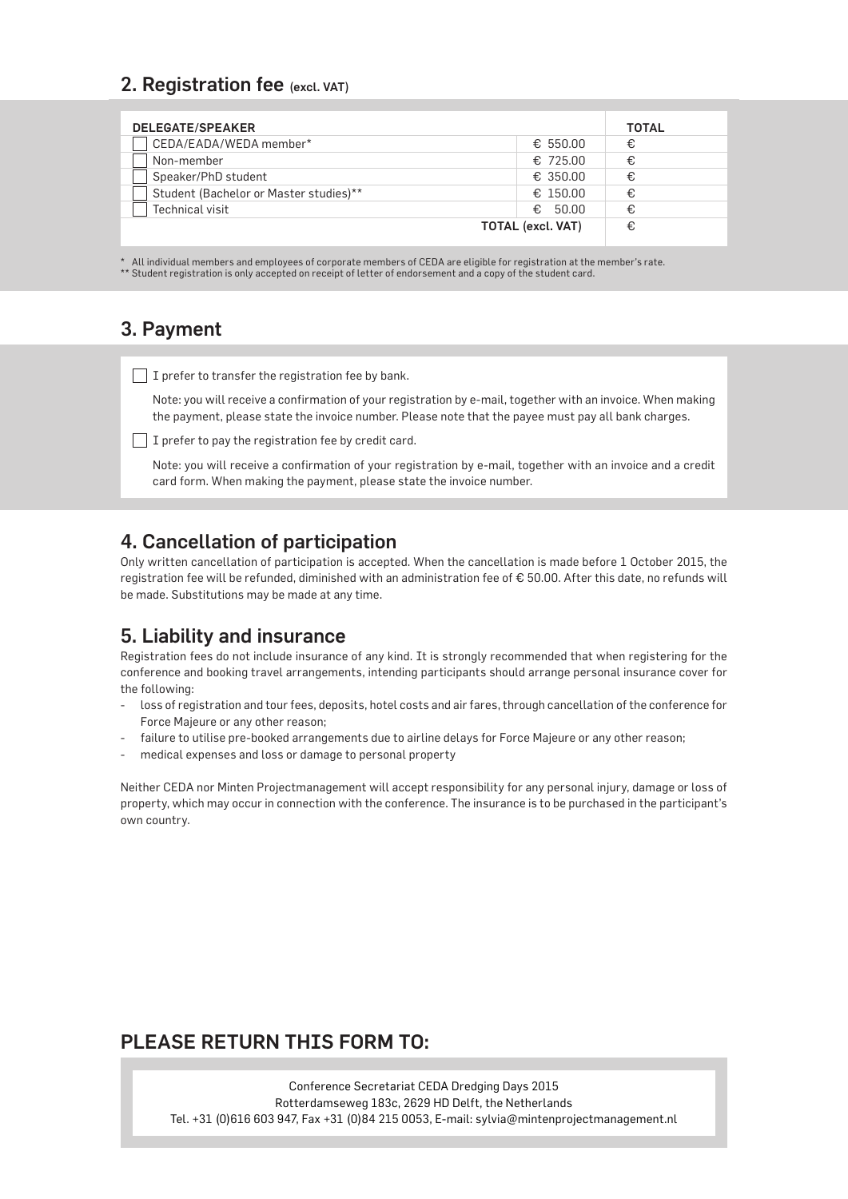## 2. Registration fee (excl. VAT)

| DELEGATE/SPEAKER | | TOTAL |
|---|---|---|
| ☐ CEDA/EADA/WEDA member* | € 550.00 | € |
| ☐ Non-member | € 725.00 | € |
| ☐ Speaker/PhD student | € 350.00 | € |
| ☐ Student (Bachelor or Master studies)** | € 150.00 | € |
| ☐ Technical visit | € 50.00 | € |
| | TOTAL (excl. VAT) | € |

\* All individual members and employees of corporate members of CEDA are eligible for registration at the member's rate.
** Student registration is only accepted on receipt of letter of endorsement and a copy of the student card.

## 3. Payment

☐ I prefer to transfer the registration fee by bank.

Note: you will receive a confirmation of your registration by e-mail, together with an invoice. When making the payment, please state the invoice number. Please note that the payee must pay all bank charges.

☐ I prefer to pay the registration fee by credit card.

Note: you will receive a confirmation of your registration by e-mail, together with an invoice and a credit card form. When making the payment, please state the invoice number.

## 4. Cancellation of participation

Only written cancellation of participation is accepted. When the cancellation is made before 1 October 2015, the registration fee will be refunded, diminished with an administration fee of € 50.00. After this date, no refunds will be made. Substitutions may be made at any time.

## 5. Liability and insurance

Registration fees do not include insurance of any kind. It is strongly recommended that when registering for the conference and booking travel arrangements, intending participants should arrange personal insurance cover for the following:

- loss of registration and tour fees, deposits, hotel costs and air fares, through cancellation of the conference for Force Majeure or any other reason;
- failure to utilise pre-booked arrangements due to airline delays for Force Majeure or any other reason;
- medical expenses and loss or damage to personal property

Neither CEDA nor Minten Projectmanagement will accept responsibility for any personal injury, damage or loss of property, which may occur in connection with the conference. The insurance is to be purchased in the participant's own country.

## PLEASE RETURN THIS FORM TO:

Conference Secretariat CEDA Dredging Days 2015
Rotterdamseweg 183c, 2629 HD Delft, the Netherlands
Tel. +31 (0)616 603 947, Fax +31 (0)84 215 0053, E-mail: sylvia@mintenprojectmanagement.nl